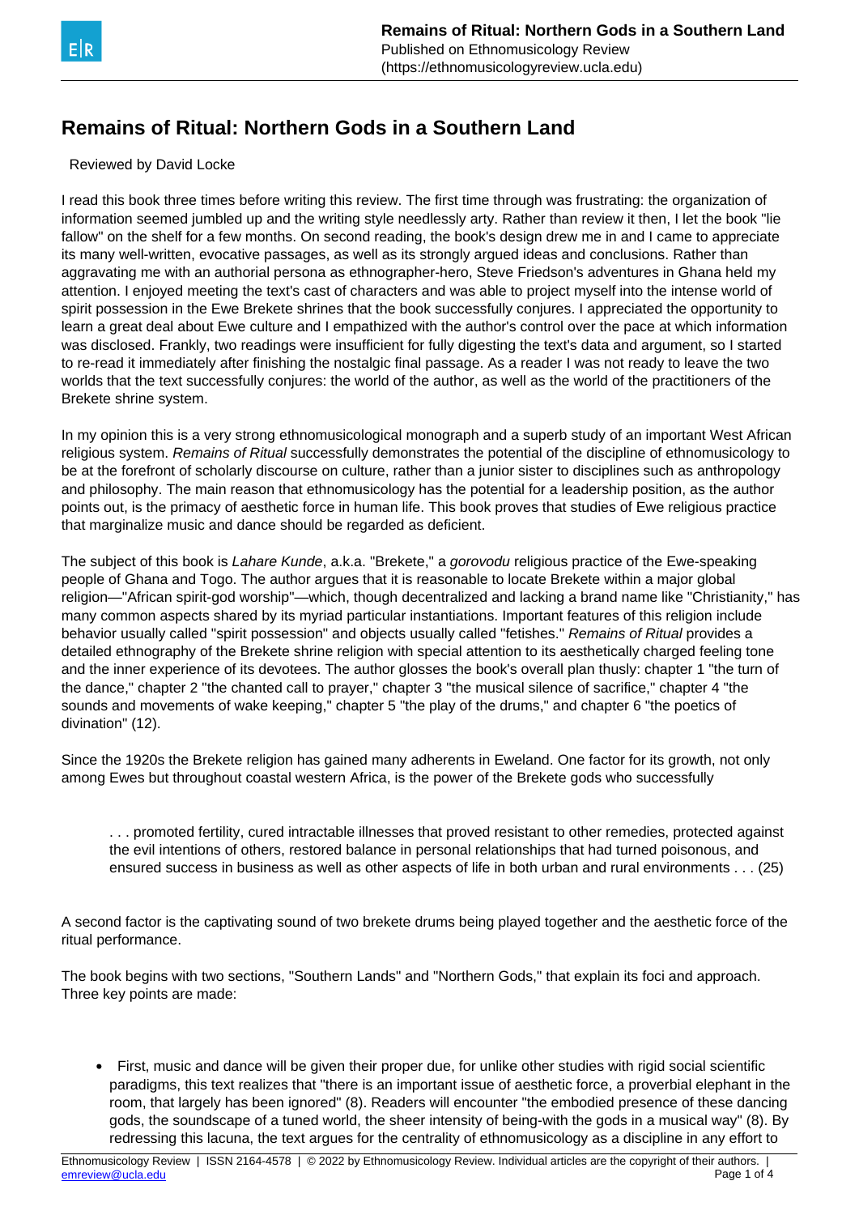# Remains of Ritual: Northern Gods in a Southern Land

Reviewed by David Locke

I read this book three times before writing this review. The first time through was frustrating: the organization of information seemed jumbled up and the writing style needlessly arty. Rather than review it then, I let the book "lie fallow" on the shelf for a few months. On second reading, the book's design drew me in and I came to appreciate its many well-written, evocative passages, as well as its strongly argued ideas and conclusions. Rather than aggravating me with an authorial persona as ethnographer-hero, Steve Friedson's adventures in Ghana held my attention. I enjoyed meeting the text's cast of characters and was able to project myself into the intense world of spirit possession in the Ewe Brekete shrines that the book successfully conjures. I appreciated the opportunity to learn a great deal about Ewe culture and I empathized with the author's control over the pace at which information was disclosed. Frankly, two readings were insufficient for fully digesting the text's data and argument, so I started to re-read it immediately after finishing the nostalgic final passage. As a reader I was not ready to leave the two worlds that the text successfully conjures: the world of the author, as well as the world of the practitioners of the Brekete shrine system.

In my opinion this is a very strong ethnomusicological monograph and a superb study of an important West African religious system. *Remains of Ritual* successfully demonstrates the potential of the discipline of ethnomusicology to be at the forefront of scholarly discourse on culture, rather than a junior sister to disciplines such as anthropology and philosophy. The main reason that ethnomusicology has the potential for a leadership position, as the author points out, is the primacy of aesthetic force in human life. This book proves that studies of Ewe religious practice that marginalize music and dance should be regarded as deficient.

The subject of this book is *Lahare Kunde*, a.k.a. "Brekete," a *gorovodu* religious practice of the Ewe-speaking people of Ghana and Togo. The author argues that it is reasonable to locate Brekete within a major global religion—"African spirit-god worship"—which, though decentralized and lacking a brand name like "Christianity," has many common aspects shared by its myriad particular instantiations. Important features of this religion include behavior usually called "spirit possession" and objects usually called "fetishes." *Remains of Ritual* provides a detailed ethnography of the Brekete shrine religion with special attention to its aesthetically charged feeling tone and the inner experience of its devotees. The author glosses the book's overall plan thusly: chapter 1 "the turn of the dance," chapter 2 "the chanted call to prayer," chapter 3 "the musical silence of sacrifice," chapter 4 "the sounds and movements of wake keeping," chapter 5 "the play of the drums," and chapter 6 "the poetics of divination" (12).

Since the 1920s the Brekete religion has gained many adherents in Eweland. One factor for its growth, not only among Ewes but throughout coastal western Africa, is the power of the Brekete gods who successfully

> . . . promoted fertility, cured intractable illnesses that proved resistant to other remedies, protected against the evil intentions of others, restored balance in personal relationships that had turned poisonous, and ensured success in business as well as other aspects of life in both urban and rural environments . . . (25)

A second factor is the captivating sound of two brekete drums being played together and the aesthetic force of the ritual performance.

The book begins with two sections, "Southern Lands" and "Northern Gods," that explain its foci and approach. Three key points are made:

- First, music and dance will be given their proper due, for unlike other studies with rigid social scientific paradigms, this text realizes that "there is an important issue of aesthetic force, a proverbial elephant in the room, that largely has been ignored" (8). Readers will encounter "the embodied presence of these dancing gods, the soundscape of a tuned world, the sheer intensity of being-with the gods in a musical way" (8). By redressing this lacuna, the text argues for the centrality of ethnomusicology as a discipline in any effort to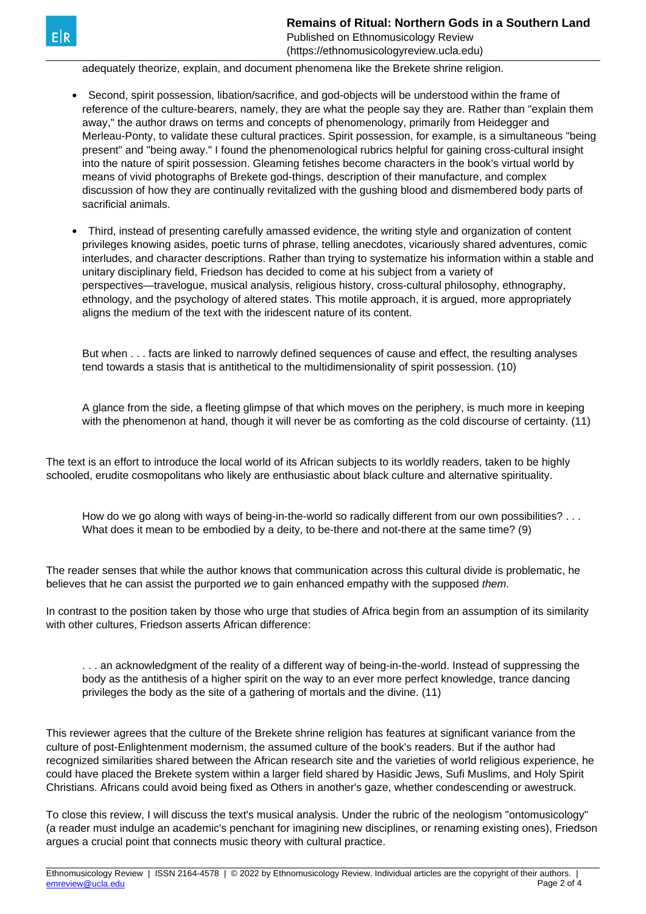adequately theorize, explain, and document phenomena like the Brekete shrine religion.

- Second, spirit possession, libation/sacrifice, and god-objects will be understood within the frame of reference of the culture-bearers, namely, they are what the people say they are. Rather than "explain them away," the author draws on terms and concepts of phenomenology, primarily from Heidegger and Merleau-Ponty, to validate these cultural practices. Spirit possession, for example, is a simultaneous "being present" and "being away." I found the phenomenological rubrics helpful for gaining cross-cultural insight into the nature of spirit possession. Gleaming fetishes become characters in the book's virtual world by means of vivid photographs of Brekete god-things, description of their manufacture, and complex discussion of how they are continually revitalized with the gushing blood and dismembered body parts of sacrificial animals.

- Third, instead of presenting carefully amassed evidence, the writing style and organization of content privileges knowing asides, poetic turns of phrase, telling anecdotes, vicariously shared adventures, comic interludes, and character descriptions. Rather than trying to systematize his information within a stable and unitary disciplinary field, Friedson has decided to come at his subject from a variety of perspectives—travelogue, musical analysis, religious history, cross-cultural philosophy, ethnography, ethnology, and the psychology of altered states. This motile approach, it is argued, more appropriately aligns the medium of the text with the iridescent nature of its content.

> But when . . . facts are linked to narrowly defined sequences of cause and effect, the resulting analyses tend towards a stasis that is antithetical to the multidimensionality of spirit possession. (10)

> A glance from the side, a fleeting glimpse of that which moves on the periphery, is much more in keeping with the phenomenon at hand, though it will never be as comforting as the cold discourse of certainty. (11)

The text is an effort to introduce the local world of its African subjects to its worldly readers, taken to be highly schooled, erudite cosmopolitans who likely are enthusiastic about black culture and alternative spirituality.

> How do we go along with ways of being-in-the-world so radically different from our own possibilities? . . . What does it mean to be embodied by a deity, to be-there and not-there at the same time? (9)

The reader senses that while the author knows that communication across this cultural divide is problematic, he believes that he can assist the purported *we* to gain enhanced empathy with the supposed *them*.

In contrast to the position taken by those who urge that studies of Africa begin from an assumption of its similarity with other cultures, Friedson asserts African difference:

> . . . an acknowledgment of the reality of a different way of being-in-the-world. Instead of suppressing the body as the antithesis of a higher spirit on the way to an ever more perfect knowledge, trance dancing privileges the body as the site of a gathering of mortals and the divine. (11)

This reviewer agrees that the culture of the Brekete shrine religion has features at significant variance from the culture of post-Enlightenment modernism, the assumed culture of the book's readers. But if the author had recognized similarities shared between the African research site and the varieties of world religious experience, he could have placed the Brekete system within a larger field shared by Hasidic Jews, Sufi Muslims, and Holy Spirit Christians. Africans could avoid being fixed as Others in another's gaze, whether condescending or awestruck.

To close this review, I will discuss the text's musical analysis. Under the rubric of the neologism "ontomusicology" (a reader must indulge an academic's penchant for imagining new disciplines, or renaming existing ones), Friedson argues a crucial point that connects music theory with cultural practice.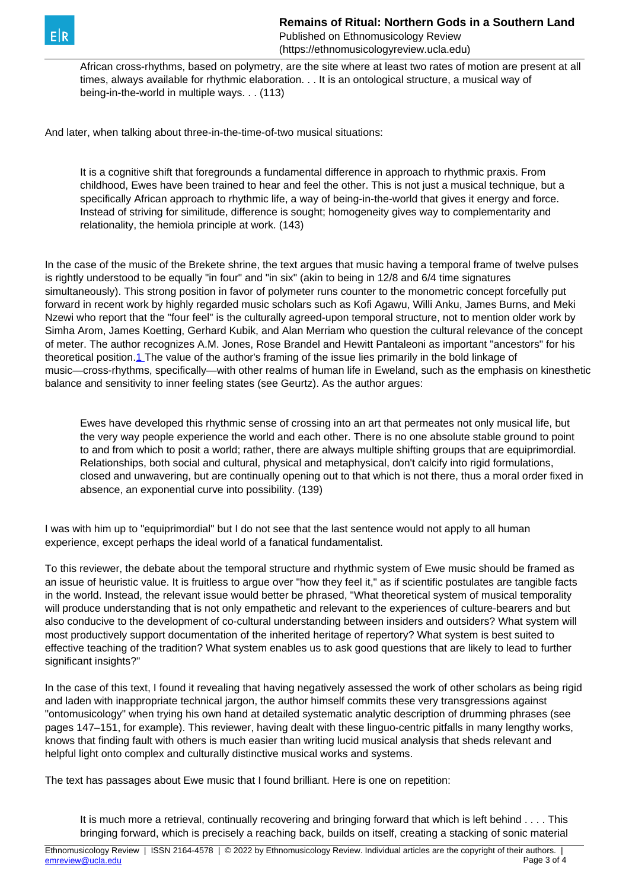> African cross-rhythms, based on polymetry, are the site where at least two rates of motion are present at all times, always available for rhythmic elaboration. . . It is an ontological structure, a musical way of being-in-the-world in multiple ways. . . (113)

And later, when talking about three-in-the-time-of-two musical situations:

> It is a cognitive shift that foregrounds a fundamental difference in approach to rhythmic praxis. From childhood, Ewes have been trained to hear and feel the other. This is not just a musical technique, but a specifically African approach to rhythmic life, a way of being-in-the-world that gives it energy and force. Instead of striving for similitude, difference is sought; homogeneity gives way to complementarity and relationality, the hemiola principle at work. (143)

In the case of the music of the Brekete shrine, the text argues that music having a temporal frame of twelve pulses is rightly understood to be equally "in four" and "in six" (akin to being in 12/8 and 6/4 time signatures simultaneously). This strong position in favor of polymeter runs counter to the monometric concept forcefully put forward in recent work by highly regarded music scholars such as Kofi Agawu, Willi Anku, James Burns, and Meki Nzewi who report that the "four feel" is the culturally agreed-upon temporal structure, not to mention older work by Simha Arom, James Koetting, Gerhard Kubik, and Alan Merriam who question the cultural relevance of the concept of meter. The author recognizes A.M. Jones, Rose Brandel and Hewitt Pantaleoni as important "ancestors" for his theoretical position.[1] The value of the author's framing of the issue lies primarily in the bold linkage of music—cross-rhythms, specifically—with other realms of human life in Eweland, such as the emphasis on kinesthetic balance and sensitivity to inner feeling states (see Geurtz). As the author argues:

> Ewes have developed this rhythmic sense of crossing into an art that permeates not only musical life, but the very way people experience the world and each other. There is no one absolute stable ground to point to and from which to posit a world; rather, there are always multiple shifting groups that are equiprimordial. Relationships, both social and cultural, physical and metaphysical, don't calcify into rigid formulations, closed and unwavering, but are continually opening out to that which is not there, thus a moral order fixed in absence, an exponential curve into possibility. (139)

I was with him up to "equiprimordial" but I do not see that the last sentence would not apply to all human experience, except perhaps the ideal world of a fanatical fundamentalist.

To this reviewer, the debate about the temporal structure and rhythmic system of Ewe music should be framed as an issue of heuristic value. It is fruitless to argue over "how they feel it," as if scientific postulates are tangible facts in the world. Instead, the relevant issue would better be phrased, "What theoretical system of musical temporality will produce understanding that is not only empathetic and relevant to the experiences of culture-bearers and but also conducive to the development of co-cultural understanding between insiders and outsiders? What system will most productively support documentation of the inherited heritage of repertory? What system is best suited to effective teaching of the tradition? What system enables us to ask good questions that are likely to lead to further significant insights?"

In the case of this text, I found it revealing that having negatively assessed the work of other scholars as being rigid and laden with inappropriate technical jargon, the author himself commits these very transgressions against "ontomusicology" when trying his own hand at detailed systematic analytic description of drumming phrases (see pages 147–151, for example). This reviewer, having dealt with these linguo-centric pitfalls in many lengthy works, knows that finding fault with others is much easier than writing lucid musical analysis that sheds relevant and helpful light onto complex and culturally distinctive musical works and systems.

The text has passages about Ewe music that I found brilliant. Here is one on repetition:

> It is much more a retrieval, continually recovering and bringing forward that which is left behind . . . . This bringing forward, which is precisely a reaching back, builds on itself, creating a stacking of sonic material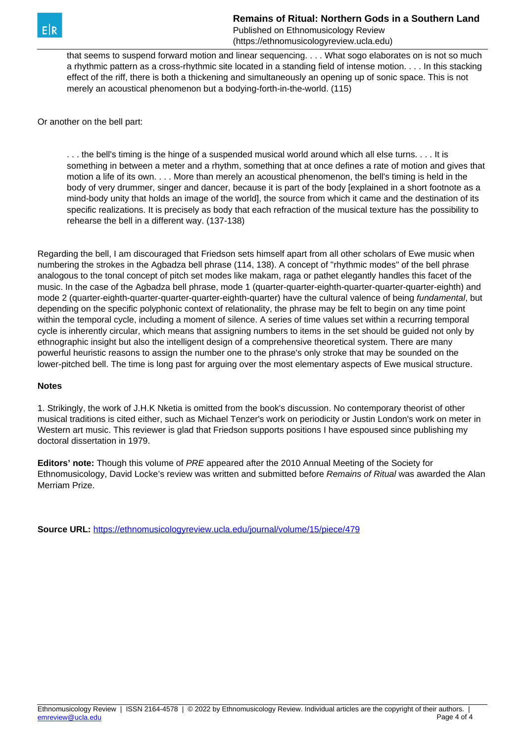> that seems to suspend forward motion and linear sequencing. . . . What sogo elaborates on is not so much a rhythmic pattern as a cross-rhythmic site located in a standing field of intense motion. . . . In this stacking effect of the riff, there is both a thickening and simultaneously an opening up of sonic space. This is not merely an acoustical phenomenon but a bodying-forth-in-the-world. (115)

Or another on the bell part:

> . . . the bell's timing is the hinge of a suspended musical world around which all else turns. . . . It is something in between a meter and a rhythm, something that at once defines a rate of motion and gives that motion a life of its own. . . . More than merely an acoustical phenomenon, the bell's timing is held in the body of very drummer, singer and dancer, because it is part of the body [explained in a short footnote as a mind-body unity that holds an image of the world], the source from which it came and the destination of its specific realizations. It is precisely as body that each refraction of the musical texture has the possibility to rehearse the bell in a different way. (137-138)

Regarding the bell, I am discouraged that Friedson sets himself apart from all other scholars of Ewe music when numbering the strokes in the Agbadza bell phrase (114, 138). A concept of "rhythmic modes" of the bell phrase analogous to the tonal concept of pitch set modes like makam, raga or pathet elegantly handles this facet of the music. In the case of the Agbadza bell phrase, mode 1 (quarter-quarter-eighth-quarter-quarter-quarter-eighth) and mode 2 (quarter-eighth-quarter-quarter-quarter-eighth-quarter) have the cultural valence of being *fundamental*, but depending on the specific polyphonic context of relationality, the phrase may be felt to begin on any time point within the temporal cycle, including a moment of silence. A series of time values set within a recurring temporal cycle is inherently circular, which means that assigning numbers to items in the set should be guided not only by ethnographic insight but also the intelligent design of a comprehensive theoretical system. There are many powerful heuristic reasons to assign the number one to the phrase's only stroke that may be sounded on the lower-pitched bell. The time is long past for arguing over the most elementary aspects of Ewe musical structure.

**Notes**

1. Strikingly, the work of J.H.K Nketia is omitted from the book's discussion. No contemporary theorist of other musical traditions is cited either, such as Michael Tenzer's work on periodicity or Justin London's work on meter in Western art music. This reviewer is glad that Friedson supports positions I have espoused since publishing my doctoral dissertation in 1979.

**Editors' note:** Though this volume of *PRE* appeared after the 2010 Annual Meeting of the Society for Ethnomusicology, David Locke's review was written and submitted before *Remains of Ritual* was awarded the Alan Merriam Prize.

**Source URL:** https://ethnomusicologyreview.ucla.edu/journal/volume/15/piece/479